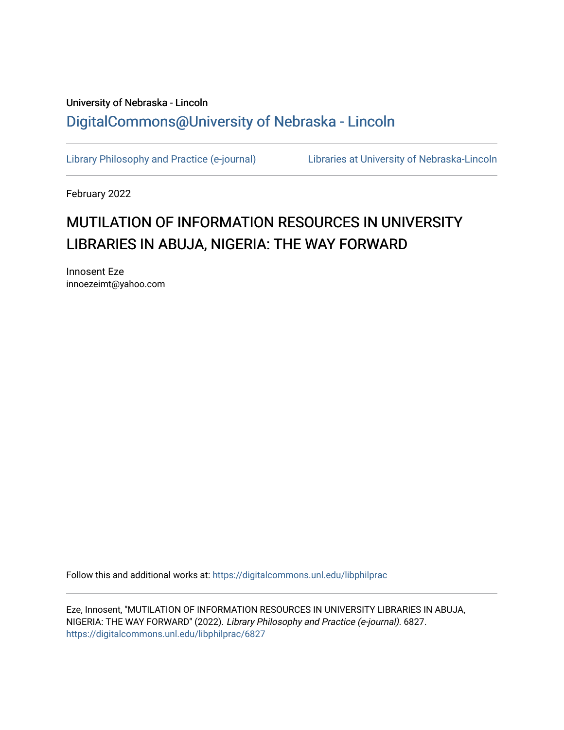University of Nebraska - Lincoln

DigitalCommons@University of Nebraska - Lincoln

Library Philosophy and Practice (e-journal)

Libraries at University of Nebraska-Lincoln

February 2022

# MUTILATION OF INFORMATION RESOURCES IN UNIVERSITY LIBRARIES IN ABUJA, NIGERIA: THE WAY FORWARD

Innosent Eze
innoezeimt@yahoo.com

Follow this and additional works at: https://digitalcommons.unl.edu/libphilprac

Eze, Innosent, "MUTILATION OF INFORMATION RESOURCES IN UNIVERSITY LIBRARIES IN ABUJA, NIGERIA: THE WAY FORWARD" (2022). *Library Philosophy and Practice (e-journal)*. 6827.
https://digitalcommons.unl.edu/libphilprac/6827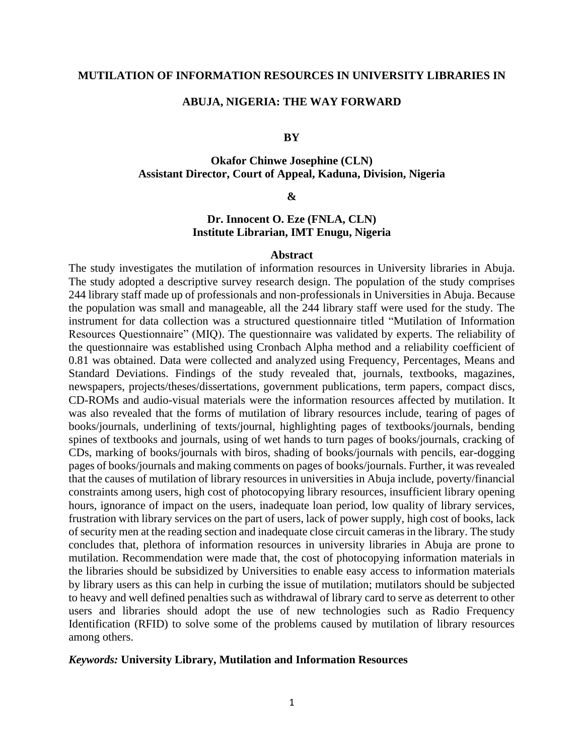**MUTILATION OF INFORMATION RESOURCES IN UNIVERSITY LIBRARIES IN ABUJA, NIGERIA: THE WAY FORWARD**

**BY**

**Okafor Chinwe Josephine (CLN)**
**Assistant Director, Court of Appeal, Kaduna, Division, Nigeria**

**&**

**Dr. Innocent O. Eze (FNLA, CLN)**
**Institute Librarian, IMT Enugu, Nigeria**

**Abstract**

The study investigates the mutilation of information resources in University libraries in Abuja. The study adopted a descriptive survey research design. The population of the study comprises 244 library staff made up of professionals and non-professionals in Universities in Abuja. Because the population was small and manageable, all the 244 library staff were used for the study. The instrument for data collection was a structured questionnaire titled "Mutilation of Information Resources Questionnaire" (MIQ). The questionnaire was validated by experts. The reliability of the questionnaire was established using Cronbach Alpha method and a reliability coefficient of 0.81 was obtained. Data were collected and analyzed using Frequency, Percentages, Means and Standard Deviations. Findings of the study revealed that, journals, textbooks, magazines, newspapers, projects/theses/dissertations, government publications, term papers, compact discs, CD-ROMs and audio-visual materials were the information resources affected by mutilation. It was also revealed that the forms of mutilation of library resources include, tearing of pages of books/journals, underlining of texts/journal, highlighting pages of textbooks/journals, bending spines of textbooks and journals, using of wet hands to turn pages of books/journals, cracking of CDs, marking of books/journals with biros, shading of books/journals with pencils, ear-dogging pages of books/journals and making comments on pages of books/journals. Further, it was revealed that the causes of mutilation of library resources in universities in Abuja include, poverty/financial constraints among users, high cost of photocopying library resources, insufficient library opening hours, ignorance of impact on the users, inadequate loan period, low quality of library services, frustration with library services on the part of users, lack of power supply, high cost of books, lack of security men at the reading section and inadequate close circuit cameras in the library. The study concludes that, plethora of information resources in university libraries in Abuja are prone to mutilation. Recommendation were made that, the cost of photocopying information materials in the libraries should be subsidized by Universities to enable easy access to information materials by library users as this can help in curbing the issue of mutilation; mutilators should be subjected to heavy and well defined penalties such as withdrawal of library card to serve as deterrent to other users and libraries should adopt the use of new technologies such as Radio Frequency Identification (RFID) to solve some of the problems caused by mutilation of library resources among others.

***Keywords:*** **University Library, Mutilation and Information Resources**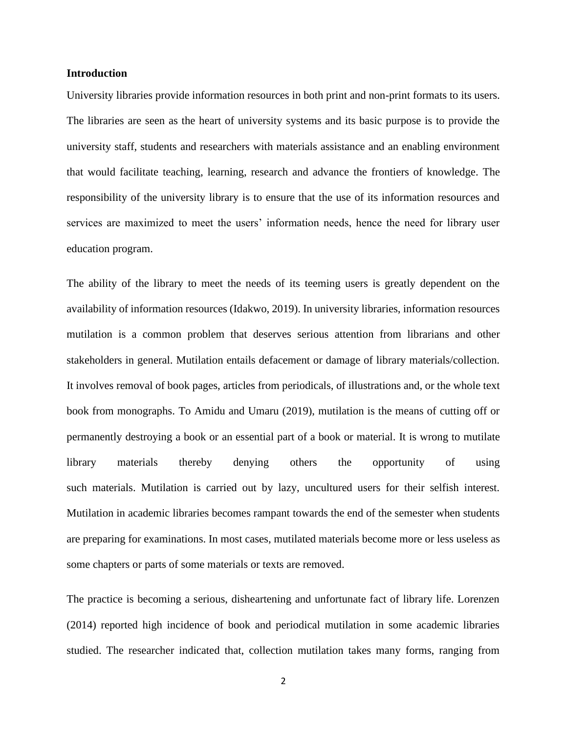**Introduction**

University libraries provide information resources in both print and non-print formats to its users. The libraries are seen as the heart of university systems and its basic purpose is to provide the university staff, students and researchers with materials assistance and an enabling environment that would facilitate teaching, learning, research and advance the frontiers of knowledge. The responsibility of the university library is to ensure that the use of its information resources and services are maximized to meet the users' information needs, hence the need for library user education program.

The ability of the library to meet the needs of its teeming users is greatly dependent on the availability of information resources (Idakwo, 2019). In university libraries, information resources mutilation is a common problem that deserves serious attention from librarians and other stakeholders in general. Mutilation entails defacement or damage of library materials/collection. It involves removal of book pages, articles from periodicals, of illustrations and, or the whole text book from monographs. To Amidu and Umaru (2019), mutilation is the means of cutting off or permanently destroying a book or an essential part of a book or material. It is wrong to mutilate library materials thereby denying others the opportunity of using such materials. Mutilation is carried out by lazy, uncultured users for their selfish interest. Mutilation in academic libraries becomes rampant towards the end of the semester when students are preparing for examinations. In most cases, mutilated materials become more or less useless as some chapters or parts of some materials or texts are removed.

The practice is becoming a serious, disheartening and unfortunate fact of library life. Lorenzen (2014) reported high incidence of book and periodical mutilation in some academic libraries studied. The researcher indicated that, collection mutilation takes many forms, ranging from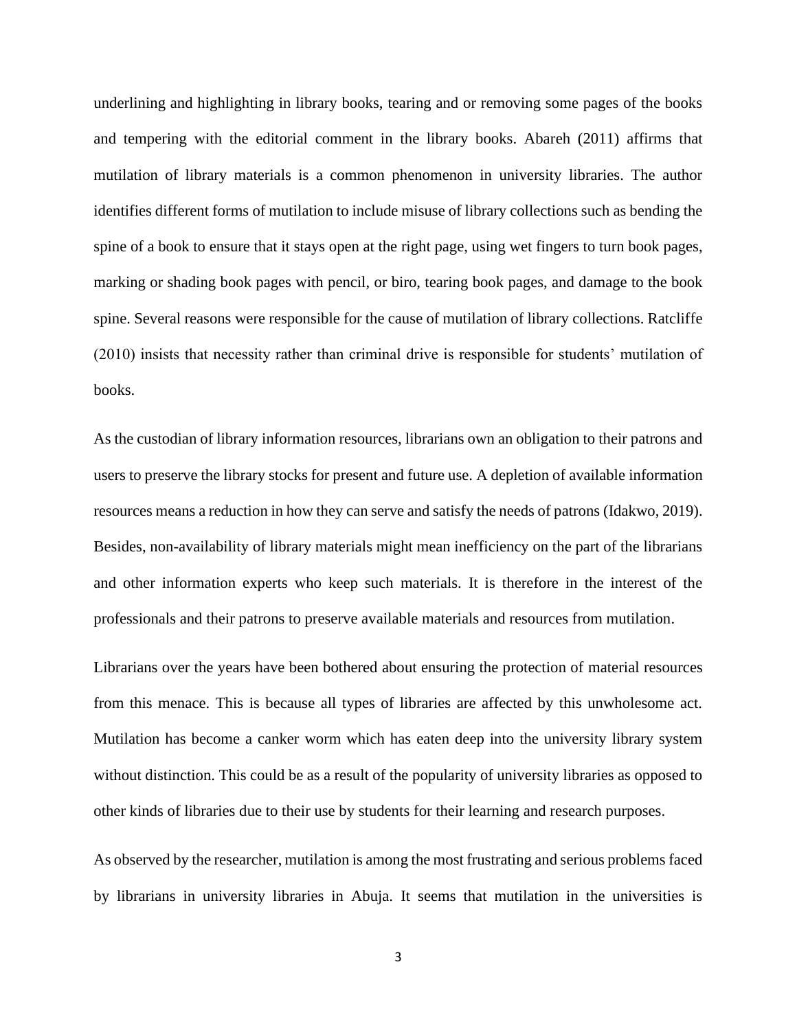underlining and highlighting in library books, tearing and or removing some pages of the books and tempering with the editorial comment in the library books. Abareh (2011) affirms that mutilation of library materials is a common phenomenon in university libraries. The author identifies different forms of mutilation to include misuse of library collections such as bending the spine of a book to ensure that it stays open at the right page, using wet fingers to turn book pages, marking or shading book pages with pencil, or biro, tearing book pages, and damage to the book spine. Several reasons were responsible for the cause of mutilation of library collections. Ratcliffe (2010) insists that necessity rather than criminal drive is responsible for students' mutilation of books.

As the custodian of library information resources, librarians own an obligation to their patrons and users to preserve the library stocks for present and future use. A depletion of available information resources means a reduction in how they can serve and satisfy the needs of patrons (Idakwo, 2019). Besides, non-availability of library materials might mean inefficiency on the part of the librarians and other information experts who keep such materials. It is therefore in the interest of the professionals and their patrons to preserve available materials and resources from mutilation.

Librarians over the years have been bothered about ensuring the protection of material resources from this menace. This is because all types of libraries are affected by this unwholesome act. Mutilation has become a canker worm which has eaten deep into the university library system without distinction. This could be as a result of the popularity of university libraries as opposed to other kinds of libraries due to their use by students for their learning and research purposes.

As observed by the researcher, mutilation is among the most frustrating and serious problems faced by librarians in university libraries in Abuja. It seems that mutilation in the universities is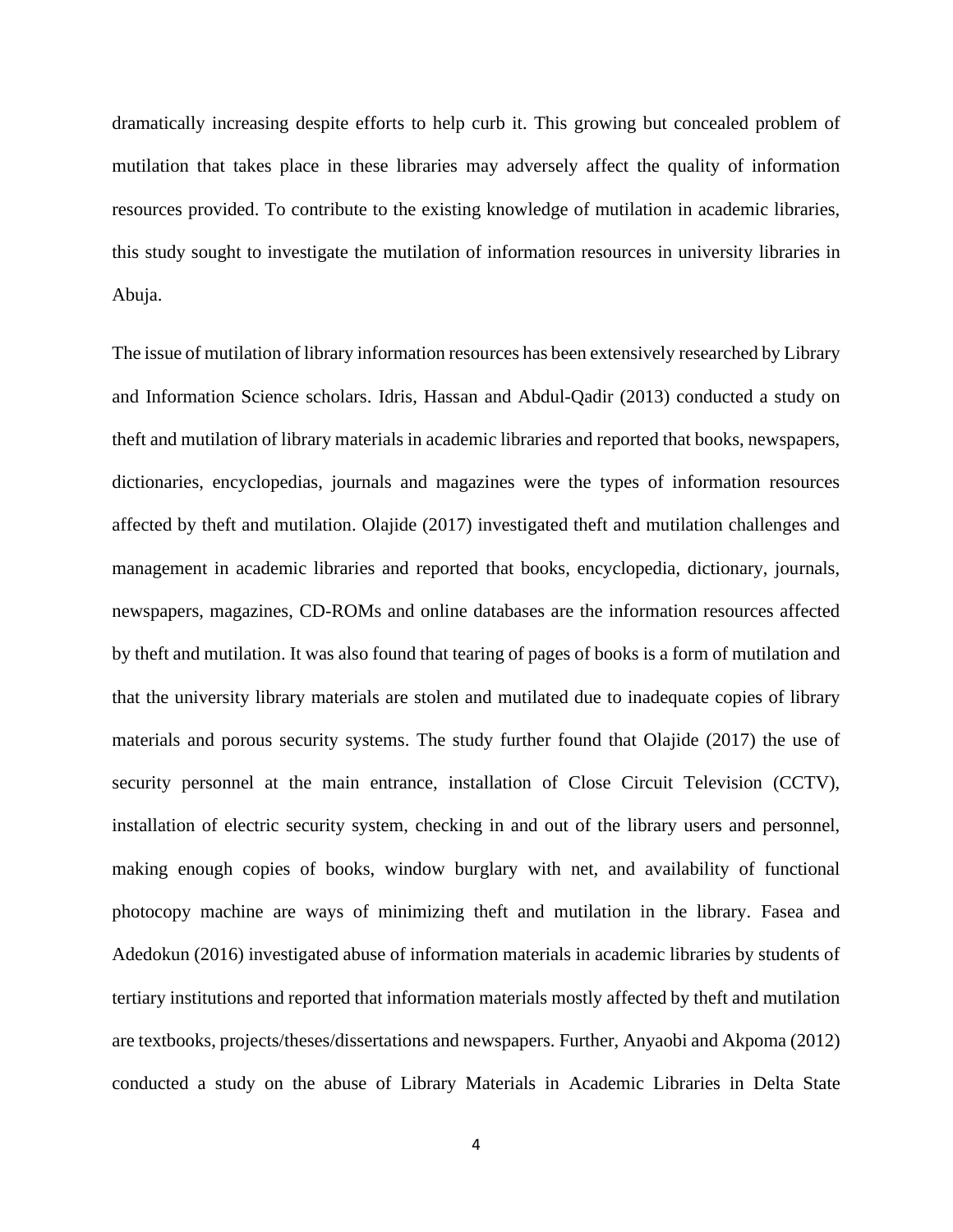dramatically increasing despite efforts to help curb it. This growing but concealed problem of mutilation that takes place in these libraries may adversely affect the quality of information resources provided. To contribute to the existing knowledge of mutilation in academic libraries, this study sought to investigate the mutilation of information resources in university libraries in Abuja.

The issue of mutilation of library information resources has been extensively researched by Library and Information Science scholars. Idris, Hassan and Abdul-Qadir (2013) conducted a study on theft and mutilation of library materials in academic libraries and reported that books, newspapers, dictionaries, encyclopedias, journals and magazines were the types of information resources affected by theft and mutilation. Olajide (2017) investigated theft and mutilation challenges and management in academic libraries and reported that books, encyclopedia, dictionary, journals, newspapers, magazines, CD-ROMs and online databases are the information resources affected by theft and mutilation. It was also found that tearing of pages of books is a form of mutilation and that the university library materials are stolen and mutilated due to inadequate copies of library materials and porous security systems. The study further found that Olajide (2017) the use of security personnel at the main entrance, installation of Close Circuit Television (CCTV), installation of electric security system, checking in and out of the library users and personnel, making enough copies of books, window burglary with net, and availability of functional photocopy machine are ways of minimizing theft and mutilation in the library. Fasea and Adedokun (2016) investigated abuse of information materials in academic libraries by students of tertiary institutions and reported that information materials mostly affected by theft and mutilation are textbooks, projects/theses/dissertations and newspapers. Further, Anyaobi and Akpoma (2012) conducted a study on the abuse of Library Materials in Academic Libraries in Delta State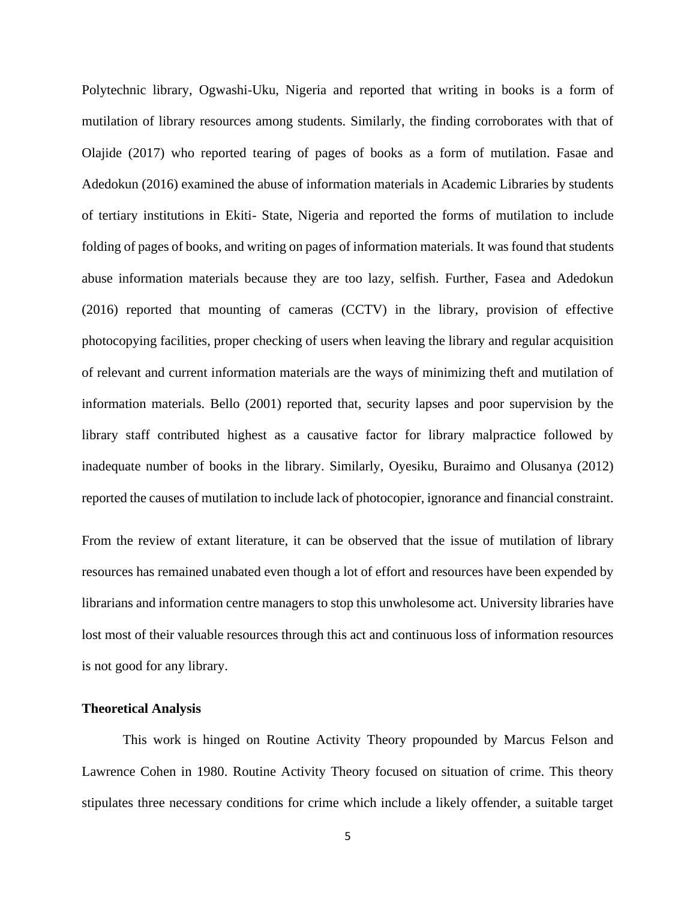Polytechnic library, Ogwashi-Uku, Nigeria and reported that writing in books is a form of mutilation of library resources among students. Similarly, the finding corroborates with that of Olajide (2017) who reported tearing of pages of books as a form of mutilation. Fasae and Adedokun (2016) examined the abuse of information materials in Academic Libraries by students of tertiary institutions in Ekiti- State, Nigeria and reported the forms of mutilation to include folding of pages of books, and writing on pages of information materials. It was found that students abuse information materials because they are too lazy, selfish. Further, Fasea and Adedokun (2016) reported that mounting of cameras (CCTV) in the library, provision of effective photocopying facilities, proper checking of users when leaving the library and regular acquisition of relevant and current information materials are the ways of minimizing theft and mutilation of information materials. Bello (2001) reported that, security lapses and poor supervision by the library staff contributed highest as a causative factor for library malpractice followed by inadequate number of books in the library. Similarly, Oyesiku, Buraimo and Olusanya (2012) reported the causes of mutilation to include lack of photocopier, ignorance and financial constraint.

From the review of extant literature, it can be observed that the issue of mutilation of library resources has remained unabated even though a lot of effort and resources have been expended by librarians and information centre managers to stop this unwholesome act. University libraries have lost most of their valuable resources through this act and continuous loss of information resources is not good for any library.

**Theoretical Analysis**

This work is hinged on Routine Activity Theory propounded by Marcus Felson and Lawrence Cohen in 1980. Routine Activity Theory focused on situation of crime. This theory stipulates three necessary conditions for crime which include a likely offender, a suitable target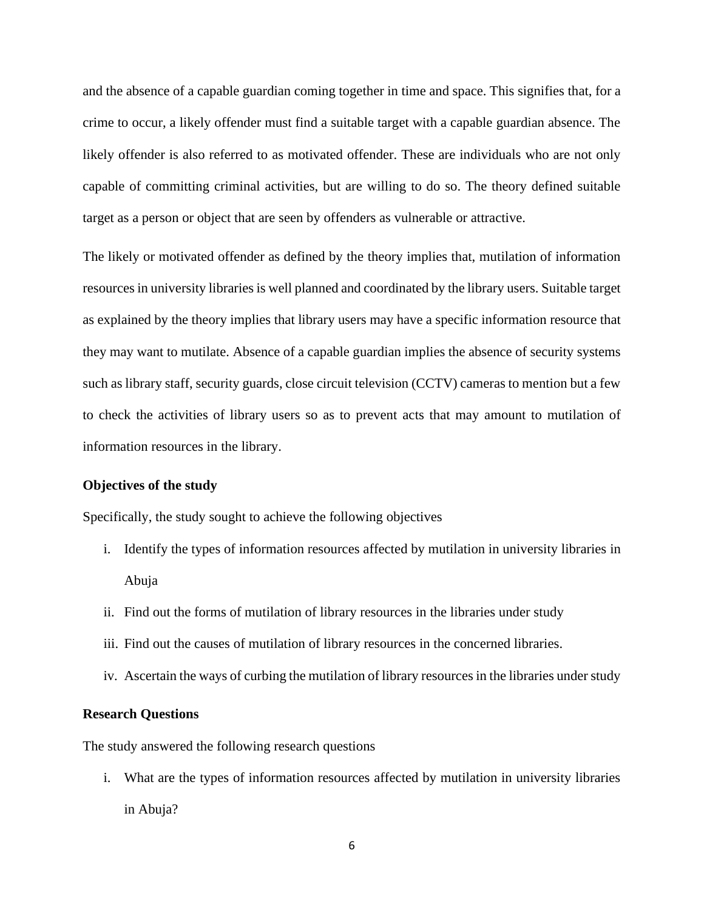and the absence of a capable guardian coming together in time and space. This signifies that, for a crime to occur, a likely offender must find a suitable target with a capable guardian absence. The likely offender is also referred to as motivated offender. These are individuals who are not only capable of committing criminal activities, but are willing to do so. The theory defined suitable target as a person or object that are seen by offenders as vulnerable or attractive.

The likely or motivated offender as defined by the theory implies that, mutilation of information resources in university libraries is well planned and coordinated by the library users. Suitable target as explained by the theory implies that library users may have a specific information resource that they may want to mutilate. Absence of a capable guardian implies the absence of security systems such as library staff, security guards, close circuit television (CCTV) cameras to mention but a few to check the activities of library users so as to prevent acts that may amount to mutilation of information resources in the library.

**Objectives of the study**

Specifically, the study sought to achieve the following objectives

i. Identify the types of information resources affected by mutilation in university libraries in Abuja
ii. Find out the forms of mutilation of library resources in the libraries under study
iii. Find out the causes of mutilation of library resources in the concerned libraries.
iv. Ascertain the ways of curbing the mutilation of library resources in the libraries under study

**Research Questions**

The study answered the following research questions

i. What are the types of information resources affected by mutilation in university libraries in Abuja?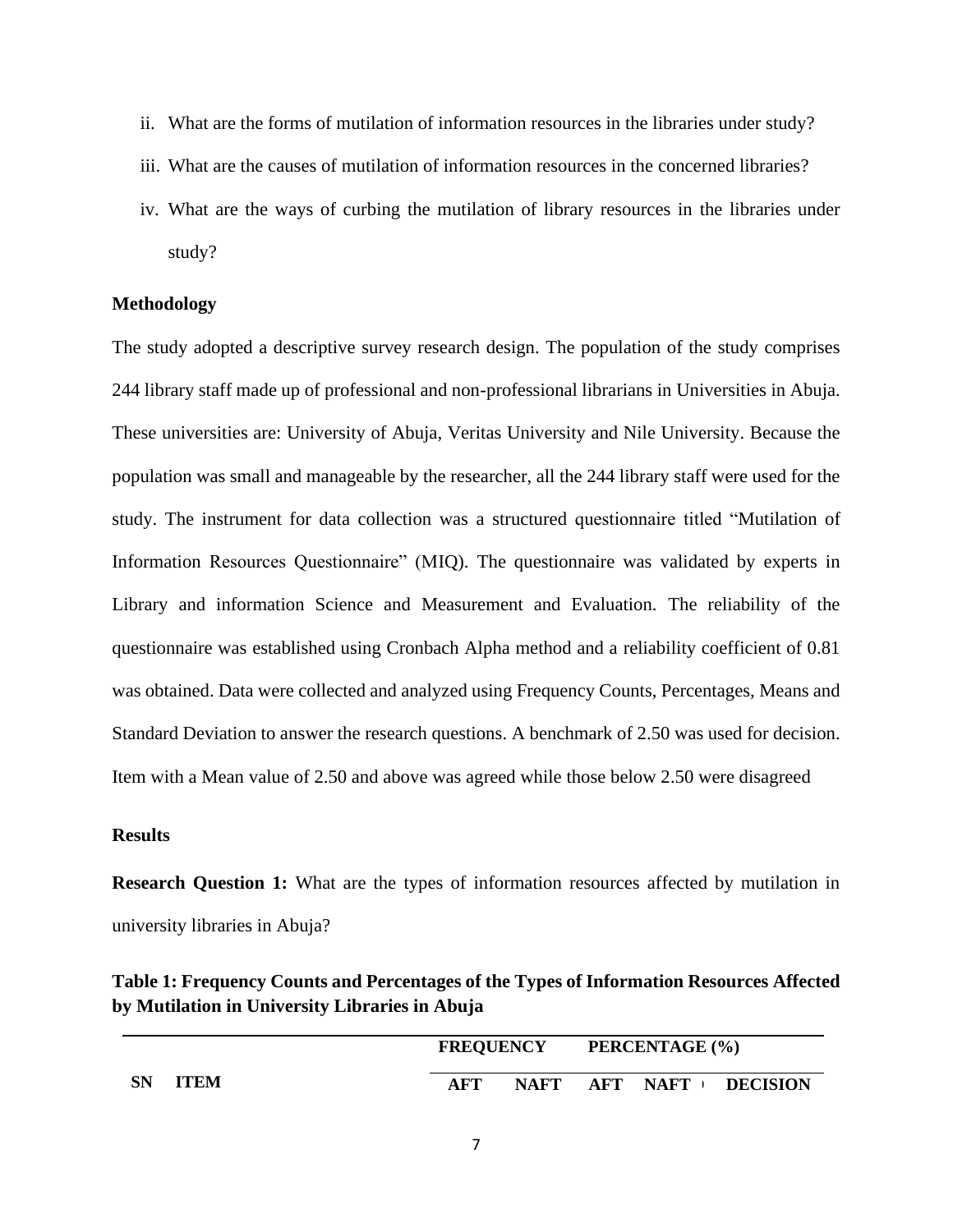ii. What are the forms of mutilation of information resources in the libraries under study?
iii. What are the causes of mutilation of information resources in the concerned libraries?
iv. What are the ways of curbing the mutilation of library resources in the libraries under study?

**Methodology**

The study adopted a descriptive survey research design. The population of the study comprises 244 library staff made up of professional and non-professional librarians in Universities in Abuja. These universities are: University of Abuja, Veritas University and Nile University. Because the population was small and manageable by the researcher, all the 244 library staff were used for the study. The instrument for data collection was a structured questionnaire titled "Mutilation of Information Resources Questionnaire" (MIQ). The questionnaire was validated by experts in Library and information Science and Measurement and Evaluation. The reliability of the questionnaire was established using Cronbach Alpha method and a reliability coefficient of 0.81 was obtained. Data were collected and analyzed using Frequency Counts, Percentages, Means and Standard Deviation to answer the research questions. A benchmark of 2.50 was used for decision. Item with a Mean value of 2.50 and above was agreed while those below 2.50 were disagreed

**Results**

**Research Question 1:** What are the types of information resources affected by mutilation in university libraries in Abuja?

**Table 1: Frequency Counts and Percentages of the Types of Information Resources Affected by Mutilation in University Libraries in Abuja**

| SN | ITEM | FREQUENCY | | PERCENTAGE (%) | | DECISION |
|---|---|---|---|---|---|---|
| | | AFT | NAFT | AFT | NAFT | |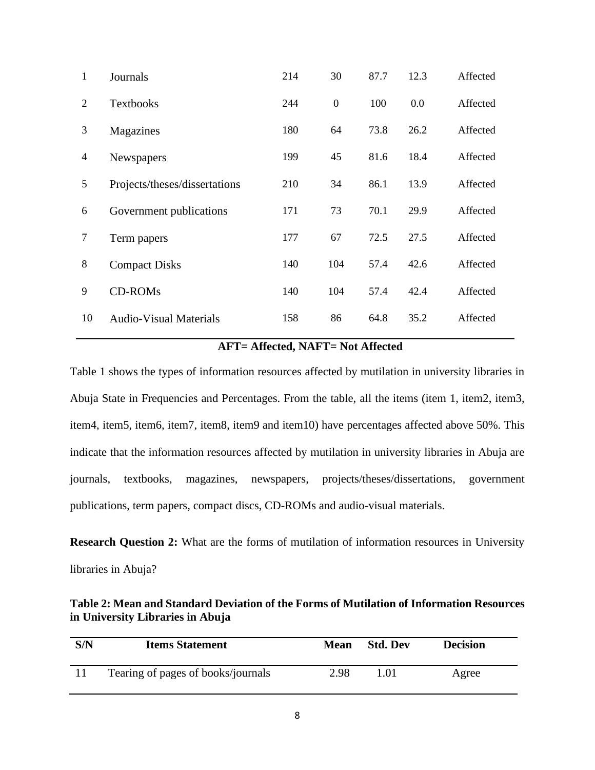| 1 | Journals | 214 | 30 | 87.7 | 12.3 | Affected |
|---|---|---|---|---|---|---|
| 2 | Textbooks | 244 | 0 | 100 | 0.0 | Affected |
| 3 | Magazines | 180 | 64 | 73.8 | 26.2 | Affected |
| 4 | Newspapers | 199 | 45 | 81.6 | 18.4 | Affected |
| 5 | Projects/theses/dissertations | 210 | 34 | 86.1 | 13.9 | Affected |
| 6 | Government publications | 171 | 73 | 70.1 | 29.9 | Affected |
| 7 | Term papers | 177 | 67 | 72.5 | 27.5 | Affected |
| 8 | Compact Disks | 140 | 104 | 57.4 | 42.6 | Affected |
| 9 | CD-ROMs | 140 | 104 | 57.4 | 42.4 | Affected |
| 10 | Audio-Visual Materials | 158 | 86 | 64.8 | 35.2 | Affected |

**AFT= Affected, NAFT= Not Affected**

Table 1 shows the types of information resources affected by mutilation in university libraries in Abuja State in Frequencies and Percentages. From the table, all the items (item 1, item2, item3, item4, item5, item6, item7, item8, item9 and item10) have percentages affected above 50%. This indicate that the information resources affected by mutilation in university libraries in Abuja are journals, textbooks, magazines, newspapers, projects/theses/dissertations, government publications, term papers, compact discs, CD-ROMs and audio-visual materials.

**Research Question 2:** What are the forms of mutilation of information resources in University libraries in Abuja?

**Table 2: Mean and Standard Deviation of the Forms of Mutilation of Information Resources in University Libraries in Abuja**

| S/N | Items Statement | Mean | Std. Dev | Decision |
|---|---|---|---|---|
| 11 | Tearing of pages of books/journals | 2.98 | 1.01 | Agree |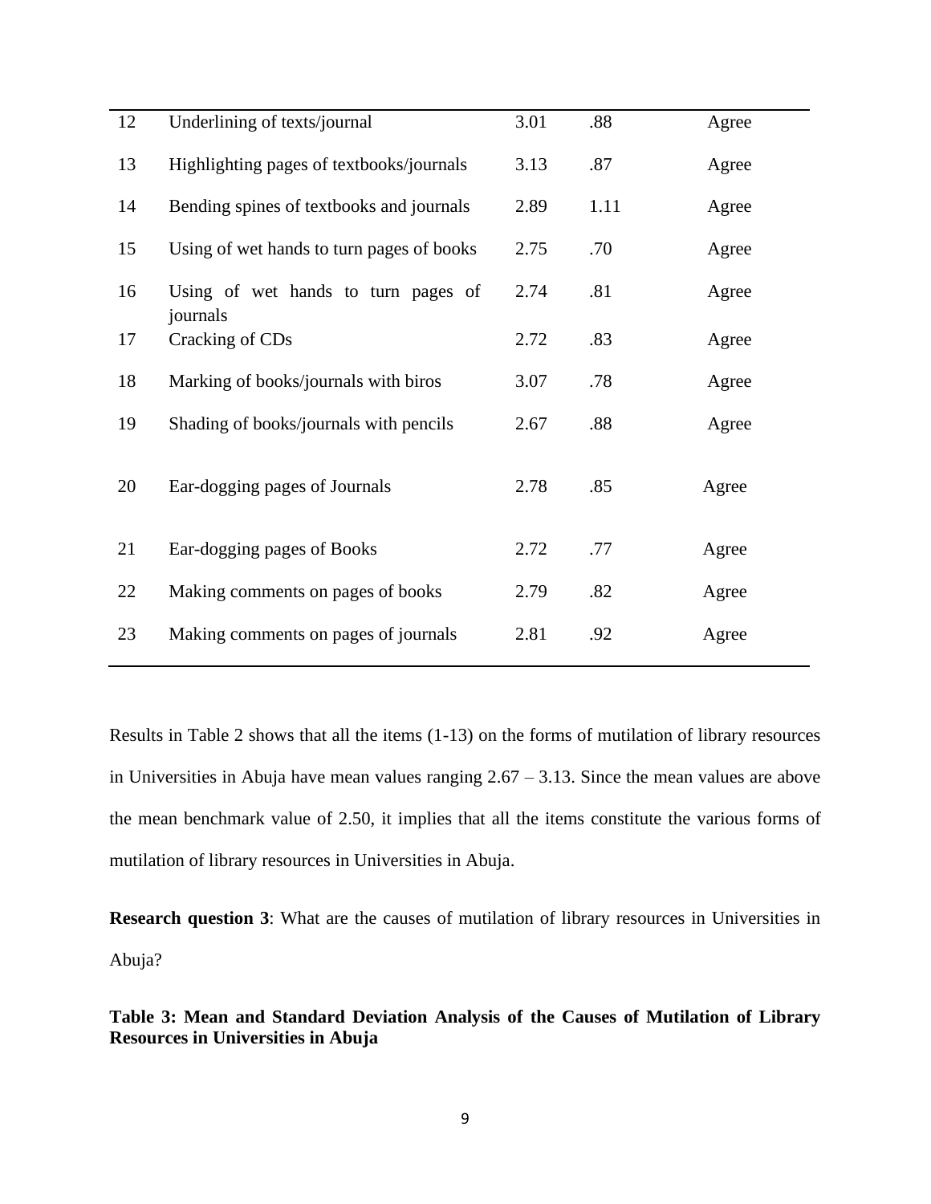| | | | | |
|---|---|---|---|---|
| 12 | Underlining of texts/journal | 3.01 | .88 | Agree |
| 13 | Highlighting pages of textbooks/journals | 3.13 | .87 | Agree |
| 14 | Bending spines of textbooks and journals | 2.89 | 1.11 | Agree |
| 15 | Using of wet hands to turn pages of books | 2.75 | .70 | Agree |
| 16 | Using of wet hands to turn pages of journals | 2.74 | .81 | Agree |
| 17 | Cracking of CDs | 2.72 | .83 | Agree |
| 18 | Marking of books/journals with biros | 3.07 | .78 | Agree |
| 19 | Shading of books/journals with pencils | 2.67 | .88 | Agree |
| 20 | Ear-dogging pages of Journals | 2.78 | .85 | Agree |
| 21 | Ear-dogging pages of Books | 2.72 | .77 | Agree |
| 22 | Making comments on pages of books | 2.79 | .82 | Agree |
| 23 | Making comments on pages of journals | 2.81 | .92 | Agree |

Results in Table 2 shows that all the items (1-13) on the forms of mutilation of library resources in Universities in Abuja have mean values ranging 2.67 – 3.13. Since the mean values are above the mean benchmark value of 2.50, it implies that all the items constitute the various forms of mutilation of library resources in Universities in Abuja.

**Research question 3**: What are the causes of mutilation of library resources in Universities in Abuja?

**Table 3: Mean and Standard Deviation Analysis of the Causes of Mutilation of Library Resources in Universities in Abuja**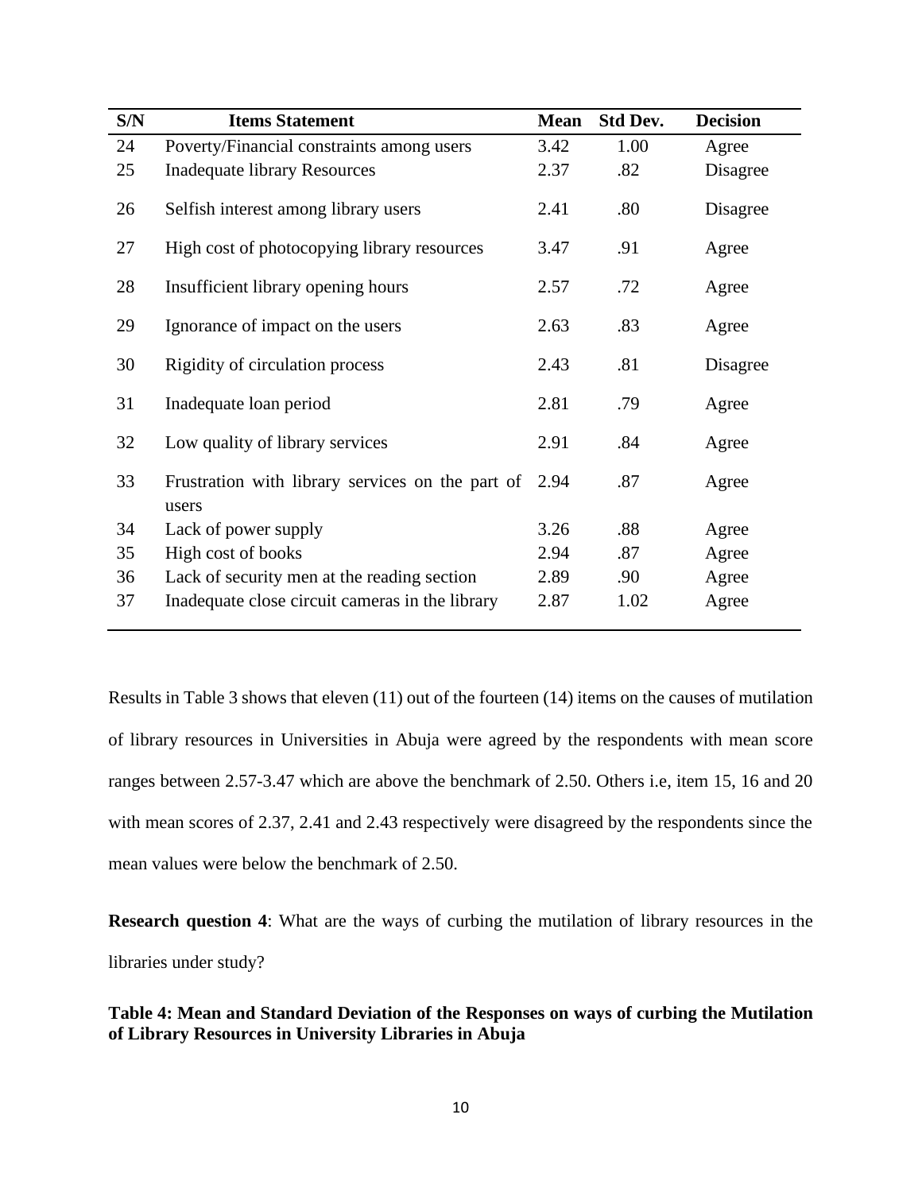| S/N | Items Statement | Mean | Std Dev. | Decision |
|---|---|---|---|---|
| 24 | Poverty/Financial constraints among users | 3.42 | 1.00 | Agree |
| 25 | Inadequate library Resources | 2.37 | .82 | Disagree |
| 26 | Selfish interest among library users | 2.41 | .80 | Disagree |
| 27 | High cost of photocopying library resources | 3.47 | .91 | Agree |
| 28 | Insufficient library opening hours | 2.57 | .72 | Agree |
| 29 | Ignorance of impact on the users | 2.63 | .83 | Agree |
| 30 | Rigidity of circulation process | 2.43 | .81 | Disagree |
| 31 | Inadequate loan period | 2.81 | .79 | Agree |
| 32 | Low quality of library services | 2.91 | .84 | Agree |
| 33 | Frustration with library services on the part of users | 2.94 | .87 | Agree |
| 34 | Lack of power supply | 3.26 | .88 | Agree |
| 35 | High cost of books | 2.94 | .87 | Agree |
| 36 | Lack of security men at the reading section | 2.89 | .90 | Agree |
| 37 | Inadequate close circuit cameras in the library | 2.87 | 1.02 | Agree |

Results in Table 3 shows that eleven (11) out of the fourteen (14) items on the causes of mutilation of library resources in Universities in Abuja were agreed by the respondents with mean score ranges between 2.57-3.47 which are above the benchmark of 2.50. Others i.e, item 15, 16 and 20 with mean scores of 2.37, 2.41 and 2.43 respectively were disagreed by the respondents since the mean values were below the benchmark of 2.50.

**Research question 4**: What are the ways of curbing the mutilation of library resources in the libraries under study?

**Table 4: Mean and Standard Deviation of the Responses on ways of curbing the Mutilation of Library Resources in University Libraries in Abuja**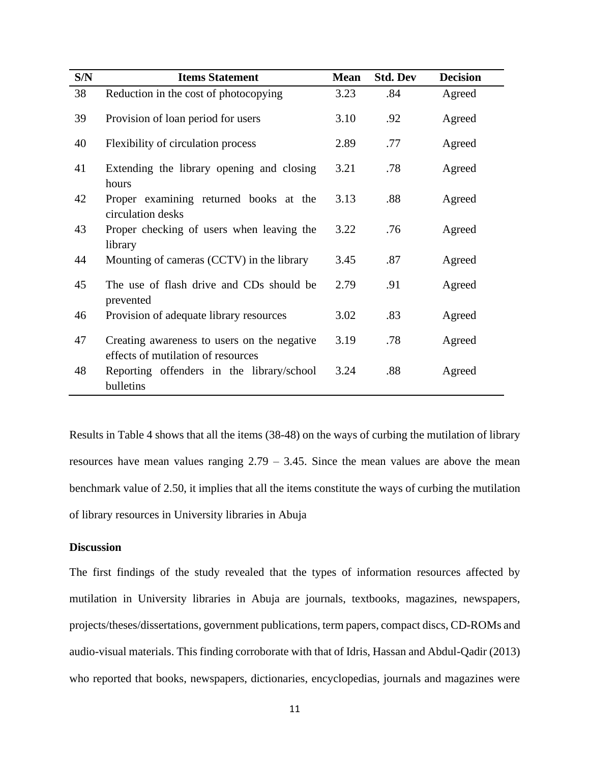| S/N | Items Statement | Mean | Std. Dev | Decision |
|---|---|---|---|---|
| 38 | Reduction in the cost of photocopying | 3.23 | .84 | Agreed |
| 39 | Provision of loan period for users | 3.10 | .92 | Agreed |
| 40 | Flexibility of circulation process | 2.89 | .77 | Agreed |
| 41 | Extending the library opening and closing hours | 3.21 | .78 | Agreed |
| 42 | Proper examining returned books at the circulation desks | 3.13 | .88 | Agreed |
| 43 | Proper checking of users when leaving the library | 3.22 | .76 | Agreed |
| 44 | Mounting of cameras (CCTV) in the library | 3.45 | .87 | Agreed |
| 45 | The use of flash drive and CDs should be prevented | 2.79 | .91 | Agreed |
| 46 | Provision of adequate library resources | 3.02 | .83 | Agreed |
| 47 | Creating awareness to users on the negative effects of mutilation of resources | 3.19 | .78 | Agreed |
| 48 | Reporting offenders in the library/school bulletins | 3.24 | .88 | Agreed |

Results in Table 4 shows that all the items (38-48) on the ways of curbing the mutilation of library resources have mean values ranging 2.79 – 3.45. Since the mean values are above the mean benchmark value of 2.50, it implies that all the items constitute the ways of curbing the mutilation of library resources in University libraries in Abuja

**Discussion**

The first findings of the study revealed that the types of information resources affected by mutilation in University libraries in Abuja are journals, textbooks, magazines, newspapers, projects/theses/dissertations, government publications, term papers, compact discs, CD-ROMs and audio-visual materials. This finding corroborate with that of Idris, Hassan and Abdul-Qadir (2013) who reported that books, newspapers, dictionaries, encyclopedias, journals and magazines were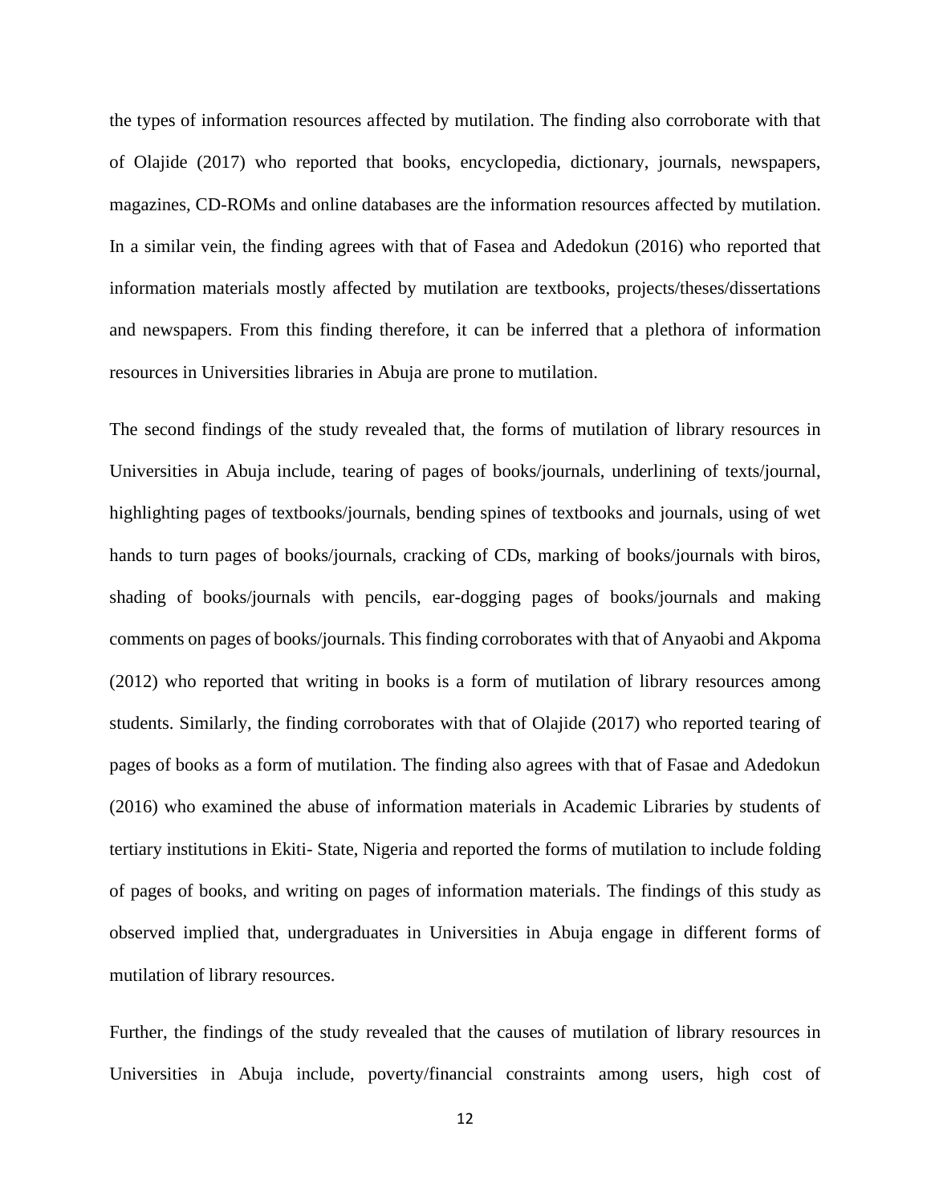the types of information resources affected by mutilation. The finding also corroborate with that of Olajide (2017) who reported that books, encyclopedia, dictionary, journals, newspapers, magazines, CD-ROMs and online databases are the information resources affected by mutilation. In a similar vein, the finding agrees with that of Fasea and Adedokun (2016) who reported that information materials mostly affected by mutilation are textbooks, projects/theses/dissertations and newspapers. From this finding therefore, it can be inferred that a plethora of information resources in Universities libraries in Abuja are prone to mutilation.

The second findings of the study revealed that, the forms of mutilation of library resources in Universities in Abuja include, tearing of pages of books/journals, underlining of texts/journal, highlighting pages of textbooks/journals, bending spines of textbooks and journals, using of wet hands to turn pages of books/journals, cracking of CDs, marking of books/journals with biros, shading of books/journals with pencils, ear-dogging pages of books/journals and making comments on pages of books/journals. This finding corroborates with that of Anyaobi and Akpoma (2012) who reported that writing in books is a form of mutilation of library resources among students. Similarly, the finding corroborates with that of Olajide (2017) who reported tearing of pages of books as a form of mutilation. The finding also agrees with that of Fasae and Adedokun (2016) who examined the abuse of information materials in Academic Libraries by students of tertiary institutions in Ekiti- State, Nigeria and reported the forms of mutilation to include folding of pages of books, and writing on pages of information materials. The findings of this study as observed implied that, undergraduates in Universities in Abuja engage in different forms of mutilation of library resources.

Further, the findings of the study revealed that the causes of mutilation of library resources in Universities in Abuja include, poverty/financial constraints among users, high cost of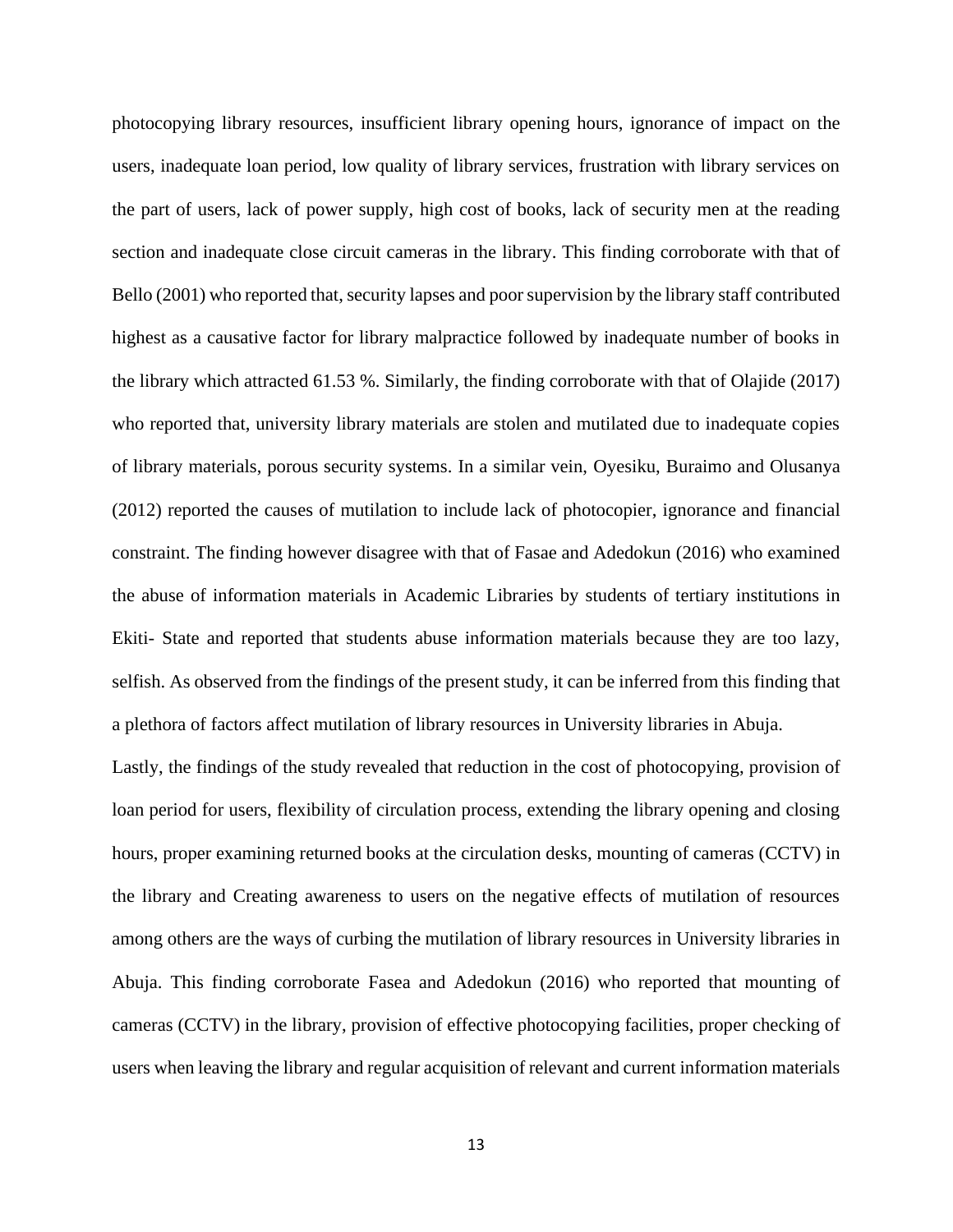photocopying library resources, insufficient library opening hours, ignorance of impact on the users, inadequate loan period, low quality of library services, frustration with library services on the part of users, lack of power supply, high cost of books, lack of security men at the reading section and inadequate close circuit cameras in the library. This finding corroborate with that of Bello (2001) who reported that, security lapses and poor supervision by the library staff contributed highest as a causative factor for library malpractice followed by inadequate number of books in the library which attracted 61.53 %. Similarly, the finding corroborate with that of Olajide (2017) who reported that, university library materials are stolen and mutilated due to inadequate copies of library materials, porous security systems. In a similar vein, Oyesiku, Buraimo and Olusanya (2012) reported the causes of mutilation to include lack of photocopier, ignorance and financial constraint. The finding however disagree with that of Fasae and Adedokun (2016) who examined the abuse of information materials in Academic Libraries by students of tertiary institutions in Ekiti- State and reported that students abuse information materials because they are too lazy, selfish. As observed from the findings of the present study, it can be inferred from this finding that a plethora of factors affect mutilation of library resources in University libraries in Abuja.

Lastly, the findings of the study revealed that reduction in the cost of photocopying, provision of loan period for users, flexibility of circulation process, extending the library opening and closing hours, proper examining returned books at the circulation desks, mounting of cameras (CCTV) in the library and Creating awareness to users on the negative effects of mutilation of resources among others are the ways of curbing the mutilation of library resources in University libraries in Abuja. This finding corroborate Fasea and Adedokun (2016) who reported that mounting of cameras (CCTV) in the library, provision of effective photocopying facilities, proper checking of users when leaving the library and regular acquisition of relevant and current information materials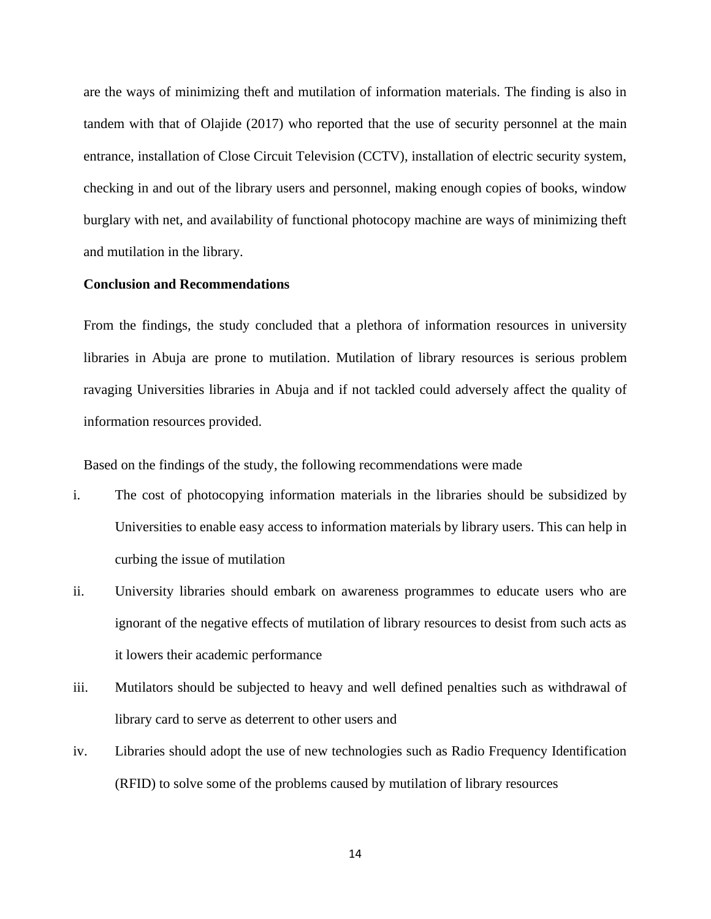are the ways of minimizing theft and mutilation of information materials. The finding is also in tandem with that of Olajide (2017) who reported that the use of security personnel at the main entrance, installation of Close Circuit Television (CCTV), installation of electric security system, checking in and out of the library users and personnel, making enough copies of books, window burglary with net, and availability of functional photocopy machine are ways of minimizing theft and mutilation in the library.

**Conclusion and Recommendations**

From the findings, the study concluded that a plethora of information resources in university libraries in Abuja are prone to mutilation. Mutilation of library resources is serious problem ravaging Universities libraries in Abuja and if not tackled could adversely affect the quality of information resources provided.

Based on the findings of the study, the following recommendations were made

i. The cost of photocopying information materials in the libraries should be subsidized by Universities to enable easy access to information materials by library users. This can help in curbing the issue of mutilation

ii. University libraries should embark on awareness programmes to educate users who are ignorant of the negative effects of mutilation of library resources to desist from such acts as it lowers their academic performance

iii. Mutilators should be subjected to heavy and well defined penalties such as withdrawal of library card to serve as deterrent to other users and

iv. Libraries should adopt the use of new technologies such as Radio Frequency Identification (RFID) to solve some of the problems caused by mutilation of library resources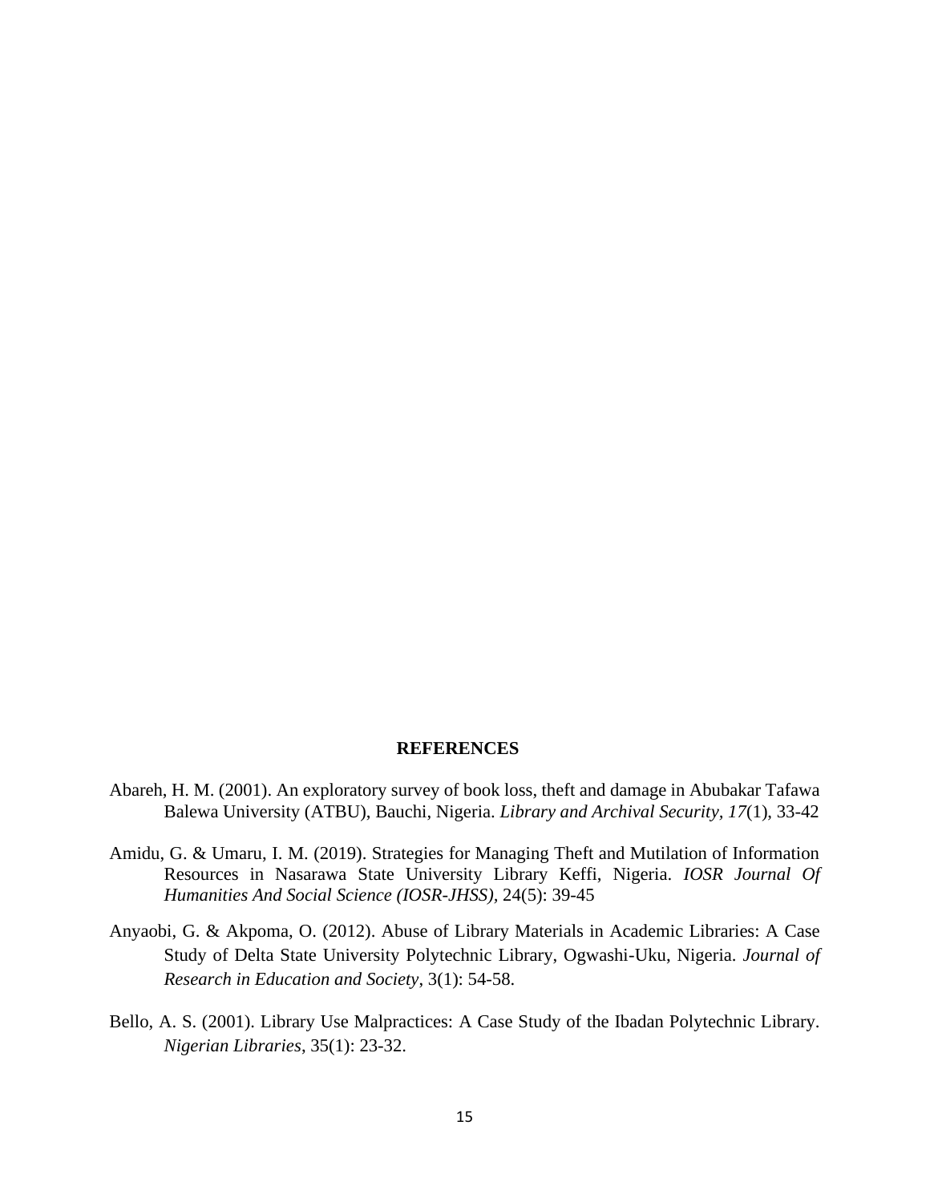## REFERENCES

Abareh, H. M. (2001). An exploratory survey of book loss, theft and damage in Abubakar Tafawa Balewa University (ATBU), Bauchi, Nigeria. *Library and Archival Security, 17*(1), 33-42

Amidu, G. & Umaru, I. M. (2019). Strategies for Managing Theft and Mutilation of Information Resources in Nasarawa State University Library Keffi, Nigeria. *IOSR Journal Of Humanities And Social Science (IOSR-JHSS)*, 24(5): 39-45

Anyaobi, G. & Akpoma, O. (2012). Abuse of Library Materials in Academic Libraries: A Case Study of Delta State University Polytechnic Library, Ogwashi-Uku, Nigeria. *Journal of Research in Education and Society*, 3(1): 54-58.

Bello, A. S. (2001). Library Use Malpractices: A Case Study of the Ibadan Polytechnic Library. *Nigerian Libraries*, 35(1): 23-32.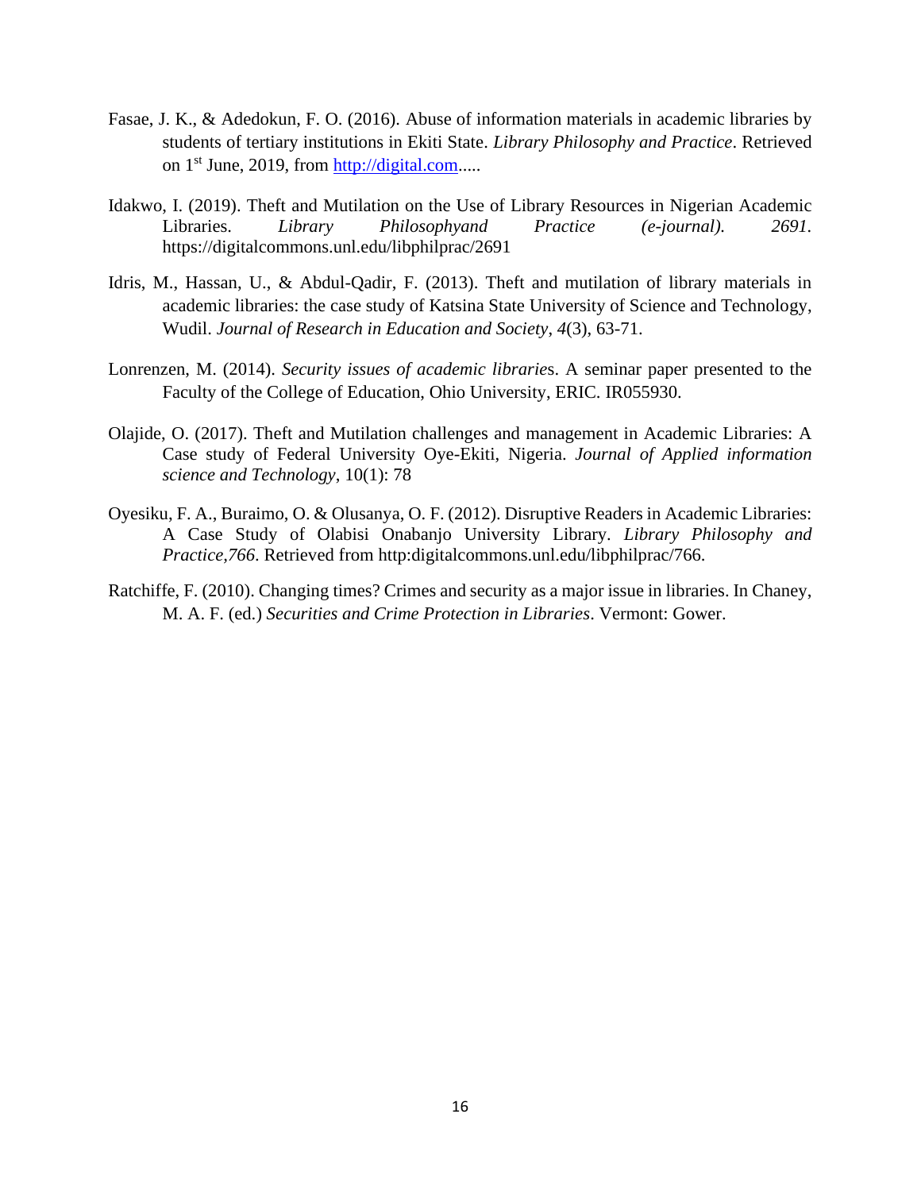Fasae, J. K., & Adedokun, F. O. (2016). Abuse of information materials in academic libraries by students of tertiary institutions in Ekiti State. *Library Philosophy and Practice*. Retrieved on 1st June, 2019, from http://digital.com.....

Idakwo, I. (2019). Theft and Mutilation on the Use of Library Resources in Nigerian Academic Libraries. *Library Philosophyand Practice (e-journal). 2691*. https://digitalcommons.unl.edu/libphilprac/2691

Idris, M., Hassan, U., & Abdul-Qadir, F. (2013). Theft and mutilation of library materials in academic libraries: the case study of Katsina State University of Science and Technology, Wudil. *Journal of Research in Education and Society*, *4*(3), 63-71.

Lonrenzen, M. (2014). *Security issues of academic librarie*s. A seminar paper presented to the Faculty of the College of Education, Ohio University, ERIC. IR055930.

Olajide, O. (2017). Theft and Mutilation challenges and management in Academic Libraries: A Case study of Federal University Oye-Ekiti, Nigeria. *Journal of Applied information science and Technology*, 10(1): 78

Oyesiku, F. A., Buraimo, O. & Olusanya, O. F. (2012). Disruptive Readers in Academic Libraries: A Case Study of Olabisi Onabanjo University Library. *Library Philosophy and Practice,766*. Retrieved from http:digitalcommons.unl.edu/libphilprac/766.

Ratchiffe, F. (2010). Changing times? Crimes and security as a major issue in libraries. In Chaney, M. A. F. (ed.) *Securities and Crime Protection in Libraries*. Vermont: Gower.